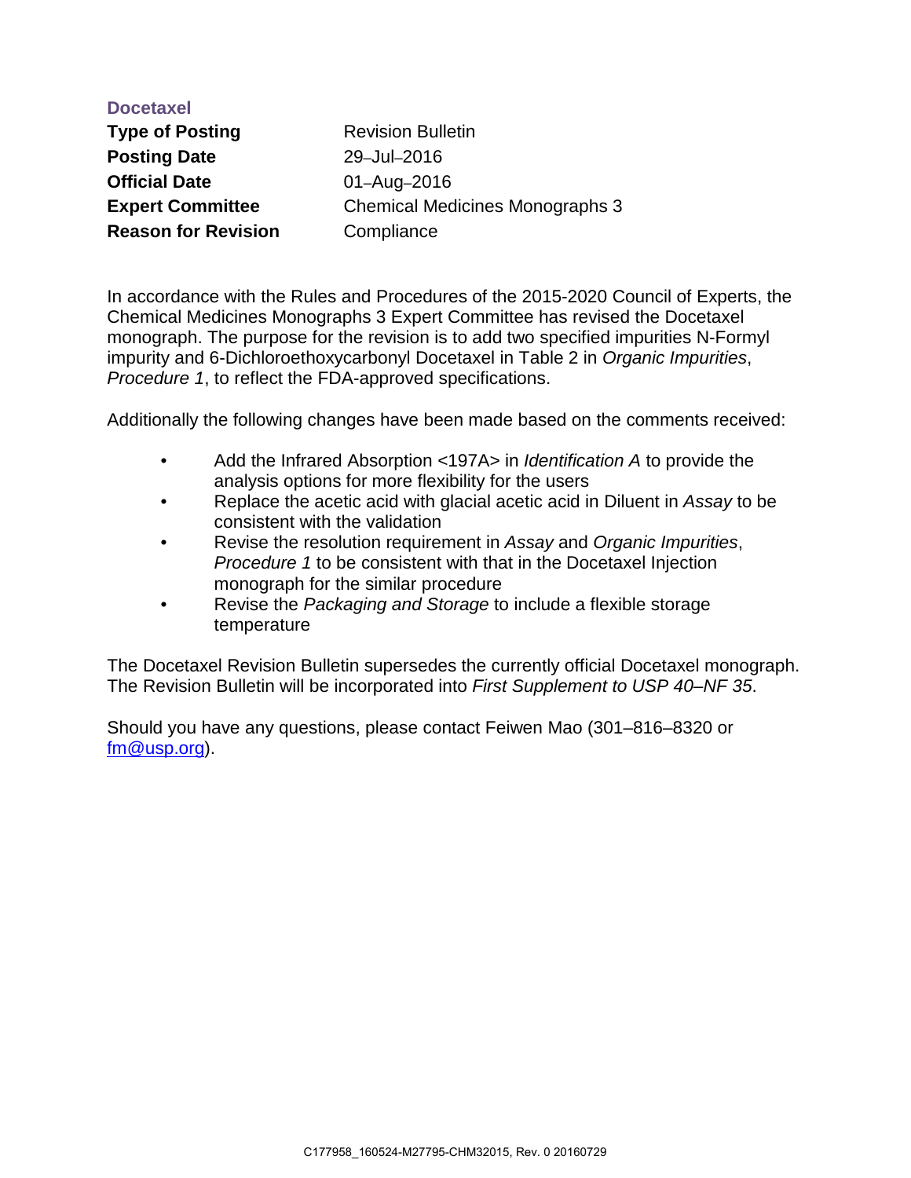## Docetaxel

| | |
|---|---|
| **Type of Posting** | Revision Bulletin |
| **Posting Date** | 29–Jul–2016 |
| **Official Date** | 01–Aug–2016 |
| **Expert Committee** | Chemical Medicines Monographs 3 |
| **Reason for Revision** | Compliance |

In accordance with the Rules and Procedures of the 2015-2020 Council of Experts, the Chemical Medicines Monographs 3 Expert Committee has revised the Docetaxel monograph. The purpose for the revision is to add two specified impurities N-Formyl impurity and 6-Dichloroethoxycarbonyl Docetaxel in Table 2 in *Organic Impurities*, *Procedure 1*, to reflect the FDA-approved specifications.

Additionally the following changes have been made based on the comments received:

- Add the Infrared Absorption <197A> in *Identification A* to provide the analysis options for more flexibility for the users
- Replace the acetic acid with glacial acetic acid in Diluent in *Assay* to be consistent with the validation
- Revise the resolution requirement in *Assay* and *Organic Impurities*, *Procedure 1* to be consistent with that in the Docetaxel Injection monograph for the similar procedure
- Revise the *Packaging and Storage* to include a flexible storage temperature

The Docetaxel Revision Bulletin supersedes the currently official Docetaxel monograph. The Revision Bulletin will be incorporated into *First Supplement to USP 40–NF 35*.

Should you have any questions, please contact Feiwen Mao (301–816–8320 or fm@usp.org).

C177958_160524-M27795-CHM32015, Rev. 0 20160729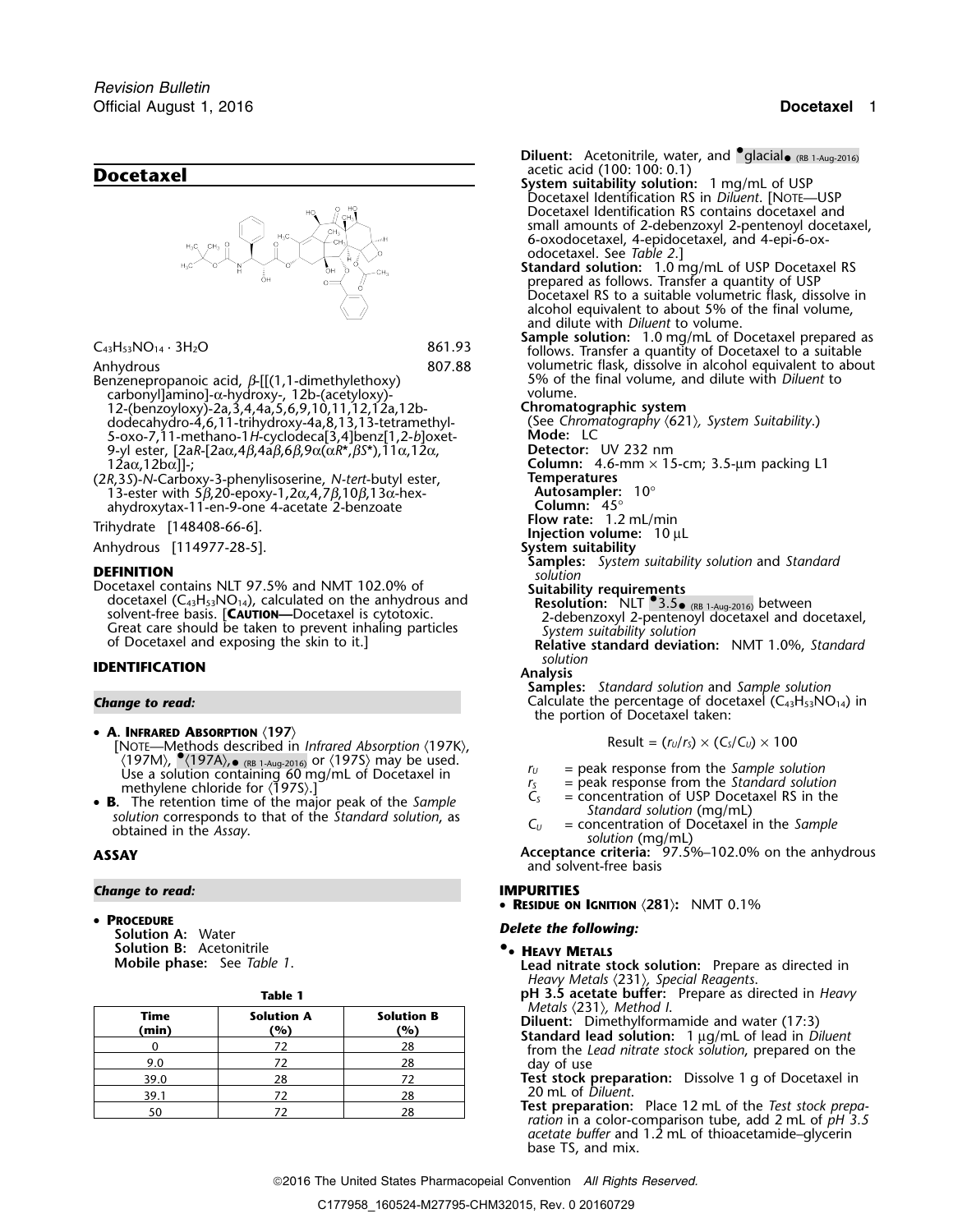# Docetaxel

$C_{43}H_{53}NO_{14} \cdot 3H_2O$ 861.93

Anhydrous 807.88

Benzenepropanoic acid, β-[[(1,1-dimethylethoxy)carbonyl]amino]-α-hydroxy-, 12b-(acetyloxy)-12-(benzoyloxy)-2a,3,4,4a,5,6,9,10,11,12,12a,12b-dodecahydro-4,6,11-trihydroxy-4a,8,13,13-tetramethyl-5-oxo-7,11-methano-1*H*-cyclodeca[3,4]benz[1,2-*b*]oxet-9-yl ester, [2a*R*-[2aα,4β,4aβ,6β,9α(α*R*\*,β*S*\*),11α,12α,12aα,12bα]]-;

(2*R*,3*S*)-*N*-Carboxy-3-phenylisoserine, *N*-*tert*-butyl ester, 13-ester with 5β,20-epoxy-1,2α,4,7β,10β,13α-hexahydroxytax-11-en-9-one 4-acetate 2-benzoate

Trihydrate [148408-66-6].

Anhydrous [114977-28-5].

## DEFINITION

Docetaxel contains NLT 97.5% and NMT 102.0% of docetaxel ($C_{43}H_{53}NO_{14}$), calculated on the anhydrous and solvent-free basis. [**Caution**—Docetaxel is cytotoxic. Great care should be taken to prevent inhaling particles of Docetaxel and exposing the skin to it.]

## IDENTIFICATION

*Change to read:*

- **A. Infrared Absorption 〈197〉**
  [Note—Methods described in *Infrared Absorption* 〈197K〉, 〈197M〉, •〈197A〉,• (RB 1-Aug-2016) or 〈197S〉 may be used. Use a solution containing 60 mg/mL of Docetaxel in methylene chloride for 〈197S〉.]
- **B.** The retention time of the major peak of the *Sample solution* corresponds to that of the *Standard solution*, as obtained in the *Assay*.

## ASSAY

*Change to read:*

- **Procedure**
  **Solution A:** Water
  **Solution B:** Acetonitrile
  **Mobile phase:** See *Table 1*.

**Table 1**

| Time (min) | Solution A (%) | Solution B (%) |
|---|---|---|
| 0 | 72 | 28 |
| 9.0 | 72 | 28 |
| 39.0 | 28 | 72 |
| 39.1 | 72 | 28 |
| 50 | 72 | 28 |

**Diluent:** Acetonitrile, water, and •glacial• (RB 1-Aug-2016) acetic acid (100: 100: 0.1)

**System suitability solution:** 1 mg/mL of USP Docetaxel Identification RS in *Diluent*. [Note—USP Docetaxel Identification RS contains docetaxel and small amounts of 2-debenzoxyl 2-pentenoyl docetaxel, 6-oxodocetaxel, 4-epidocetaxel, and 4-epi-6-oxodocetaxel. See *Table 2*.]

**Standard solution:** 1.0 mg/mL of USP Docetaxel RS prepared as follows. Transfer a quantity of USP Docetaxel RS to a suitable volumetric flask, dissolve in alcohol equivalent to about 5% of the final volume, and dilute with *Diluent* to volume.

**Sample solution:** 1.0 mg/mL of Docetaxel prepared as follows. Transfer a quantity of Docetaxel to a suitable volumetric flask, dissolve in alcohol equivalent to about 5% of the final volume, and dilute with *Diluent* to volume.

**Chromatographic system**
(See *Chromatography* 〈621〉, *System Suitability*.)
**Mode:** LC
**Detector:** UV 232 nm
**Column:** 4.6-mm × 15-cm; 3.5-µm packing L1
**Temperatures**
**Autosampler:** 10°
**Column:** 45°
**Flow rate:** 1.2 mL/min
**Injection volume:** 10 µL

**System suitability**
**Samples:** *System suitability solution* and *Standard solution*
**Suitability requirements**
**Resolution:** NLT •3.5• (RB 1-Aug-2016) between 2-debenzoxyl 2-pentenoyl docetaxel and docetaxel, *System suitability solution*
**Relative standard deviation:** NMT 1.0%, *Standard solution*

**Analysis**
**Samples:** *Standard solution* and *Sample solution*
Calculate the percentage of docetaxel ($C_{43}H_{53}NO_{14}$) in the portion of Docetaxel taken:

$$\text{Result} = (r_U/r_S) \times (C_S/C_U) \times 100$$

$r_U$ = peak response from the *Sample solution*
$r_S$ = peak response from the *Standard solution*
$C_S$ = concentration of USP Docetaxel RS in the *Standard solution* (mg/mL)
$C_U$ = concentration of Docetaxel in the *Sample solution* (mg/mL)

**Acceptance criteria:** 97.5%–102.0% on the anhydrous and solvent-free basis

## IMPURITIES

- **Residue on Ignition 〈281〉:** NMT 0.1%

*Delete the following:*

- •**Heavy Metals**
  **Lead nitrate stock solution:** Prepare as directed in *Heavy Metals* 〈231〉, *Special Reagents*.
  **pH 3.5 acetate buffer:** Prepare as directed in *Heavy Metals* 〈231〉, *Method I*.
  **Diluent:** Dimethylformamide and water (17:3)
  **Standard lead solution:** 1 µg/mL of lead in *Diluent* from the *Lead nitrate stock solution*, prepared on the day of use
  **Test stock preparation:** Dissolve 1 g of Docetaxel in 20 mL of *Diluent*.
  **Test preparation:** Place 12 mL of the *Test stock preparation* in a color-comparison tube, add 2 mL of *pH 3.5 acetate buffer* and 1.2 mL of thioacetamide–glycerin base TS, and mix.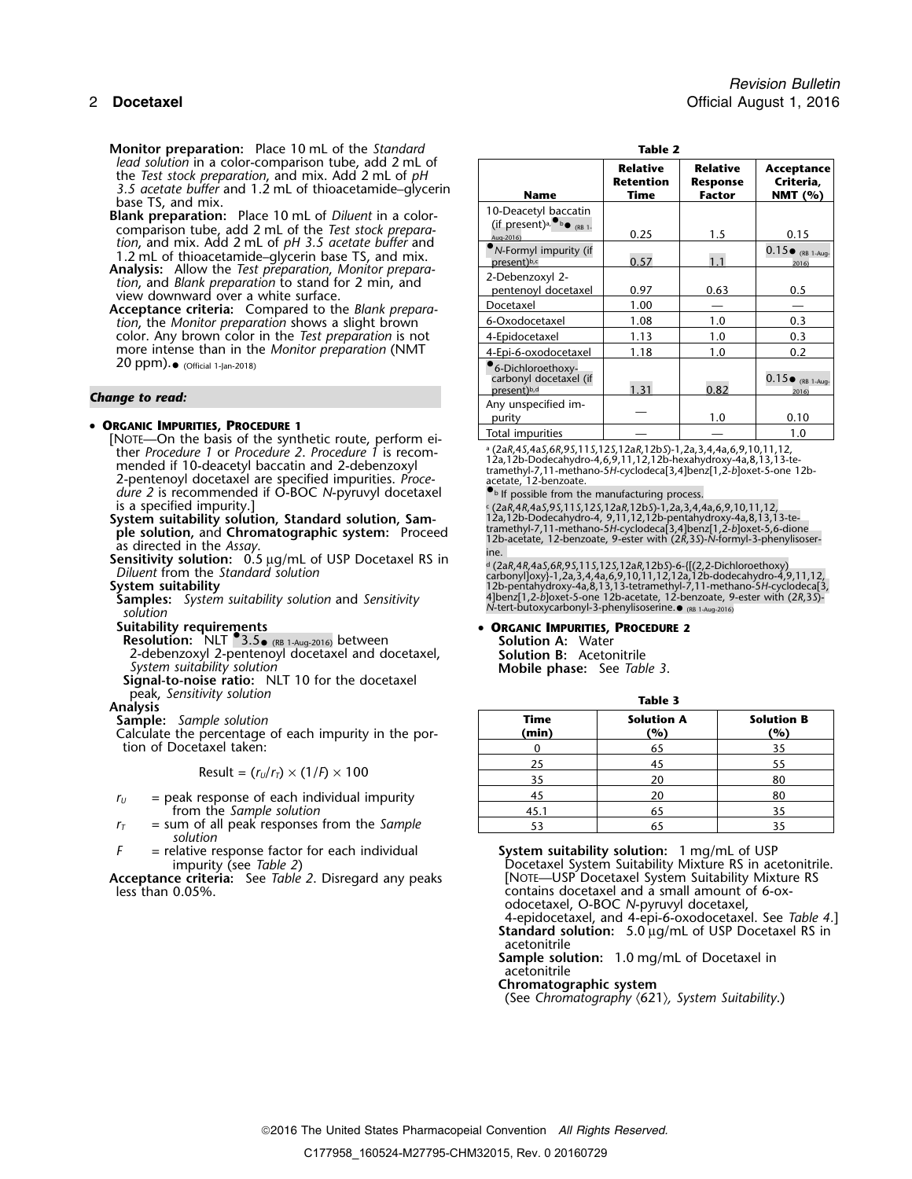**Monitor preparation:** Place 10 mL of the *Standard lead solution* in a color-comparison tube, add 2 mL of the *Test stock preparation*, and mix. Add 2 mL of *pH 3.5 acetate buffer* and 1.2 mL of thioacetamide–glycerin base TS, and mix.

**Blank preparation:** Place 10 mL of *Diluent* in a color-comparison tube, add 2 mL of the *Test stock preparation*, and mix. Add 2 mL of *pH 3.5 acetate buffer* and 1.2 mL of thioacetamide–glycerin base TS, and mix.

**Analysis:** Allow the *Test preparation*, *Monitor preparation*, and *Blank preparation* to stand for 2 min, and view downward over a white surface.

**Acceptance criteria:** Compared to the *Blank preparation*, the *Monitor preparation* shows a slight brown color. Any brown color in the *Test preparation* is not more intense than in the *Monitor preparation* (NMT 20 ppm).● (Official 1-Jan-2018)

***Change to read:***

- **Organic Impurities, Procedure 1**

[Note—On the basis of the synthetic route, perform either *Procedure 1* or *Procedure 2*. *Procedure 1* is recommended if 10-deacetyl baccatin and 2-debenzoxyl 2-pentenoyl docetaxel are specified impurities. *Procedure 2* is recommended if O-BOC *N*-pyruvyl docetaxel is a specified impurity.]

**System suitability solution, Standard solution, Sample solution,** and **Chromatographic system:** Proceed as directed in the *Assay*.

**Sensitivity solution:** 0.5 µg/mL of USP Docetaxel RS in *Diluent* from the *Standard solution*

**System suitability**

**Samples:** *System suitability solution* and *Sensitivity solution*

**Suitability requirements**

**Resolution:** NLT ●3.5● (RB 1-Aug-2016) between 2-debenzoxyl 2-pentenoyl docetaxel and docetaxel, *System suitability solution*

**Signal-to-noise ratio:** NLT 10 for the docetaxel peak, *Sensitivity solution*

**Analysis**

**Sample:** *Sample solution*

Calculate the percentage of each impurity in the portion of Docetaxel taken:

$$\text{Result} = (r_U/r_T) \times (1/F) \times 100$$

$r_U$ = peak response of each individual impurity from the *Sample solution*

$r_T$ = sum of all peak responses from the *Sample solution*

$F$ = relative response factor for each individual impurity (see *Table 2*)

**Acceptance criteria:** See *Table 2*. Disregard any peaks less than 0.05%.

**Table 2**

| Name | Relative Retention Time | Relative Response Factor | Acceptance Criteria, NMT (%) |
|---|---|---|---|
| 10-Deacetyl baccatin (if present)[a], ●[b]● (RB 1-Aug-2016) | 0.25 | 1.5 | 0.15 |
| ●*N*-Formyl impurity (if present)[b,c] | 0.57 | 1.1 | 0.15● (RB 1-Aug-2016) |
| 2-Debenzoxyl 2-pentenoyl docetaxel | 0.97 | 0.63 | 0.5 |
| Docetaxel | 1.00 | — | — |
| 6-Oxodocetaxel | 1.08 | 1.0 | 0.3 |
| 4-Epidocetaxel | 1.13 | 1.0 | 0.3 |
| 4-Epi-6-oxodocetaxel | 1.18 | 1.0 | 0.2 |
| ●6-Dichloroethoxycarbonyl docetaxel (if present)[b,d] | 1.31 | 0.82 | 0.15● (RB 1-Aug-2016) |
| Any unspecified impurity | — | 1.0 | 0.10 |
| Total impurities | — | — | 1.0 |

[a] (2a*R*,4*S*,4a*S*,6*R*,9*S*,11*S*,12*S*,12a*R*,12b*S*)-1,2a,3,4,4a,6,9,10,11,12,12a,12b-Dodecahydro-4,6,9,11,12,12b-hexahydroxy-4a,8,13,13-tetramethyl-7,11-methano-5*H*-cyclodeca[3,4]benz[1,2-*b*]oxet-5-one 12b-acetate, 12-benzoate.

●[b] If possible from the manufacturing process.

[c] (2a*R*,4*R*,4a*S*,9*S*,11*S*,12*S*,12a*R*,12b*S*)-1,2a,3,4,4a,6,9,10,11,12,12a,12b-Dodecahydro-4, 9,11,12,12b-pentahydroxy-4a,8,13,13-tetramethyl-7,11-methano-5*H*-cyclodeca[3,4]benz[1,2-*b*]oxet-5,6-dione 12b-acetate, 12-benzoate, 9-ester with (2*R*,3*S*)-*N*-formyl-3-phenylisoserine.

[d] (2a*R*,4*R*,4a*S*,6*R*,9*S*,11*S*,12*S*,12a*R*,12b*S*)-6-{[(2,2-Dichloroethoxy)carbonyl]oxy}-1,2a,3,4,4a,6,9,10,11,12,12a,12b-dodecahydro-4,9,11,12,12b-pentahydroxy-4a,8,13,13-tetramethyl-7,11-methano-5*H*-cyclodeca[3,4]benz[1,2-*b*]oxet-5-one 12b-acetate, 12-benzoate, 9-ester with (2*R*,3*S*)-*N*-tert-butoxycarbonyl-3-phenylisoserine.● (RB 1-Aug-2016)

- **Organic Impurities, Procedure 2**

**Solution A:** Water

**Solution B:** Acetonitrile

**Mobile phase:** See *Table 3*.

**Table 3**

| Time (min) | Solution A (%) | Solution B (%) |
|---|---|---|
| 0 | 65 | 35 |
| 25 | 45 | 55 |
| 35 | 20 | 80 |
| 45 | 20 | 80 |
| 45.1 | 65 | 35 |
| 53 | 65 | 35 |

**System suitability solution:** 1 mg/mL of USP Docetaxel System Suitability Mixture RS in acetonitrile. [Note—USP Docetaxel System Suitability Mixture RS contains docetaxel and a small amount of 6-oxodocetaxel, O-BOC *N*-pyruvyl docetaxel, 4-epidocetaxel, and 4-epi-6-oxodocetaxel. See *Table 4*.]

**Standard solution:** 5.0 µg/mL of USP Docetaxel RS in acetonitrile

**Sample solution:** 1.0 mg/mL of Docetaxel in acetonitrile

**Chromatographic system**

(See *Chromatography* ⟨621⟩*, System Suitability*.)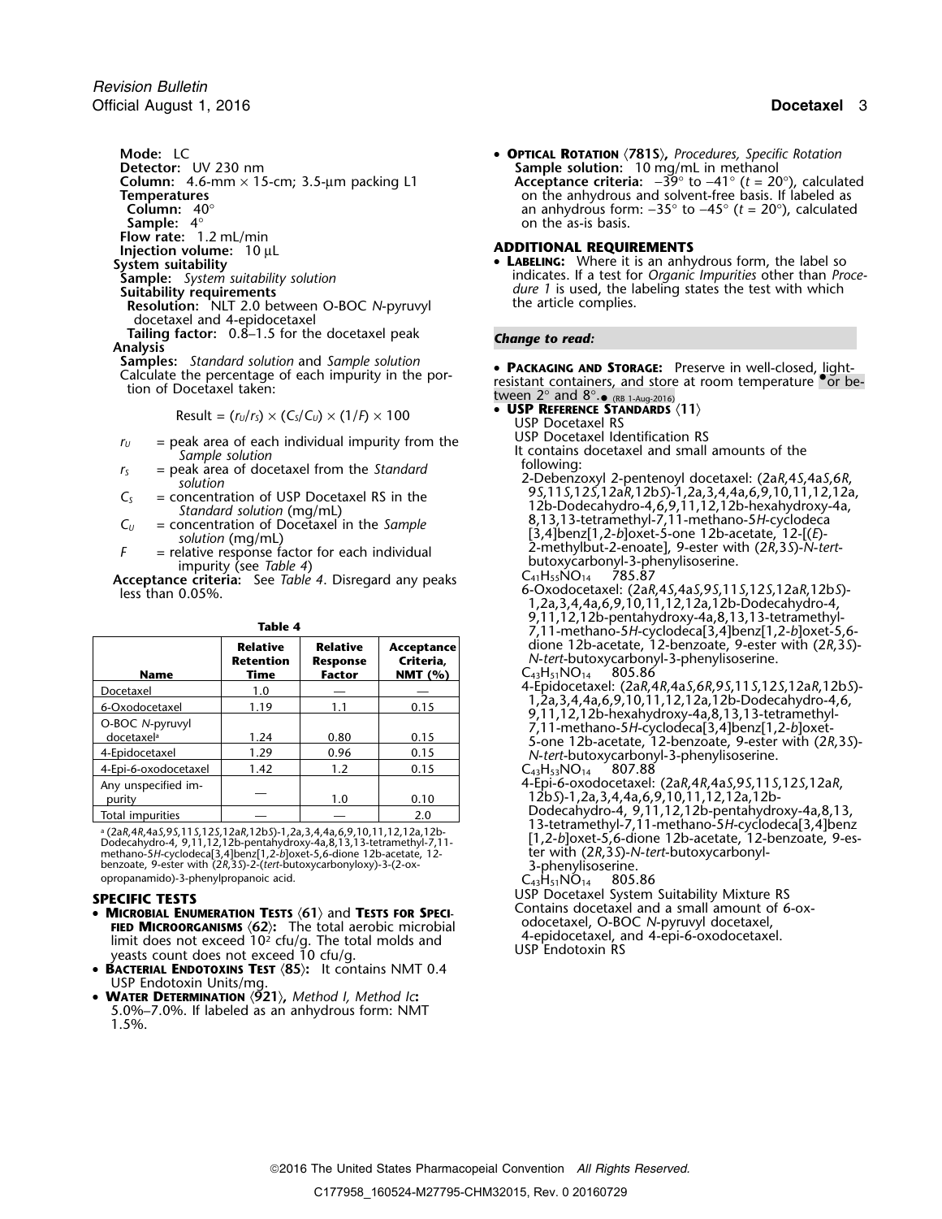**Mode:** LC
**Detector:** UV 230 nm
**Column:** 4.6-mm × 15-cm; 3.5-µm packing L1
**Temperatures**
**Column:** 40°
**Sample:** 4°
**Flow rate:** 1.2 mL/min
**Injection volume:** 10 µL
**System suitability**
**Sample:** *System suitability solution*
**Suitability requirements**
**Resolution:** NLT 2.0 between O-BOC *N*-pyruvyl docetaxel and 4-epidocetaxel
**Tailing factor:** 0.8–1.5 for the docetaxel peak
**Analysis**
**Samples:** *Standard solution* and *Sample solution*
Calculate the percentage of each impurity in the portion of Docetaxel taken:

$$Result = (r_U/r_S) \times (C_S/C_U) \times (1/F) \times 100$$

$r_U$ = peak area of each individual impurity from the *Sample solution*
$r_S$ = peak area of docetaxel from the *Standard solution*
$C_S$ = concentration of USP Docetaxel RS in the *Standard solution* (mg/mL)
$C_U$ = concentration of Docetaxel in the *Sample solution* (mg/mL)
$F$ = relative response factor for each individual impurity (see *Table 4*)

**Acceptance criteria:** See *Table 4*. Disregard any peaks less than 0.05%.

**Table 4**

| Name | Relative Retention Time | Relative Response Factor | Acceptance Criteria, NMT (%) |
|---|---|---|---|
| Docetaxel | 1.0 | — | — |
| 6-Oxodocetaxel | 1.19 | 1.1 | 0.15 |
| O-BOC *N*-pyruvyl docetaxel[a] | 1.24 | 0.80 | 0.15 |
| 4-Epidocetaxel | 1.29 | 0.96 | 0.15 |
| 4-Epi-6-oxodocetaxel | 1.42 | 1.2 | 0.15 |
| Any unspecified impurity | — | 1.0 | 0.10 |
| Total impurities | — | — | 2.0 |

[a] (2a*R*,4*R*,4a*S*,9*S*,11*S*,12*S*,12a*R*,12b*S*)-1,2a,3,4,4a,6,9,10,11,12,12a,12b-Dodecahydro-4, 9,11,12,12b-pentahydroxy-4a,8,13,13-tetramethyl-7,11-methano-5*H*-cyclodeca[3,4]benz[1,2-*b*]oxet-5,6-dione 12b-acetate, 12-benzoate, 9-ester with (2*R*,3*S*)-2-(*tert*-butoxycarbonyloxy)-3-(2-oxopropanamido)-3-phenylpropanoic acid.

## SPECIFIC TESTS

- **Microbial Enumeration Tests ⟨61⟩** and **Tests for Specified Microorganisms ⟨62⟩:** The total aerobic microbial limit does not exceed $10^2$ cfu/g. The total molds and yeasts count does not exceed 10 cfu/g.
- **Bacterial Endotoxins Test ⟨85⟩:** It contains NMT 0.4 USP Endotoxin Units/mg.
- **Water Determination ⟨921⟩,** *Method I, Method Ic***:** 5.0%–7.0%. If labeled as an anhydrous form: NMT 1.5%.
- **Optical Rotation ⟨781S⟩,** *Procedures, Specific Rotation*
  **Sample solution:** 10 mg/mL in methanol
  **Acceptance criteria:** −39° to −41° (*t* = 20°), calculated on the anhydrous and solvent-free basis. If labeled as an anhydrous form: −35° to −45° (*t* = 20°), calculated on the as-is basis.

## ADDITIONAL REQUIREMENTS

- **Labeling:** Where it is an anhydrous form, the label so indicates. If a test for *Organic Impurities* other than *Procedure 1* is used, the labeling states the test with which the article complies.

***Change to read:***

- **Packaging and Storage:** Preserve in well-closed, light-resistant containers, and store at room temperature •or between 2° and 8°.• (RB 1-Aug-2016)
- **USP Reference Standards ⟨11⟩**
  USP Docetaxel RS
  USP Docetaxel Identification RS
  It contains docetaxel and small amounts of the following:
  2-Debenzoxyl 2-pentenoyl docetaxel: (2a*R*,4*S*,4a*S*,6*R*,9*S*,11*S*,12*S*,12a*R*,12b*S*)-1,2a,3,4,4a,6,9,10,11,12,12a,12b-Dodecahydro-4,6,9,11,12,12b-hexahydroxy-4a,8,13,13-tetramethyl-7,11-methano-5*H*-cyclodeca[3,4]benz[1,2-*b*]oxet-5-one 12b-acetate, 12-[(*E*)-2-methylbut-2-enoate], 9-ester with (2*R*,3*S*)-*N*-*tert*-butoxycarbonyl-3-phenylisoserine.
  $C_{41}H_{55}NO_{14}$ 785.87
  6-Oxodocetaxel: (2a*R*,4*S*,4a*S*,9*S*,11*S*,12*S*,12a*R*,12b*S*)-1,2a,3,4,4a,6,9,10,11,12,12a,12b-Dodecahydro-4,9,11,12,12b-pentahydroxy-4a,8,13,13-tetramethyl-7,11-methano-5*H*-cyclodeca[3,4]benz[1,2-*b*]oxet-5,6-dione 12b-acetate, 12-benzoate, 9-ester with (2*R*,3*S*)-*N*-*tert*-butoxycarbonyl-3-phenylisoserine.
  $C_{43}H_{51}NO_{14}$ 805.86
  4-Epidocetaxel: (2a*R*,4*R*,4a*S*,6*R*,9*S*,11*S*,12*S*,12a*R*,12b*S*)-1,2a,3,4,4a,6,9,10,11,12,12a,12b-Dodecahydro-4,6,9,11,12,12b-hexahydroxy-4a,8,13,13-tetramethyl-7,11-methano-5*H*-cyclodeca[3,4]benz[1,2-*b*]oxet-5-one 12b-acetate, 12-benzoate, 9-ester with (2*R*,3*S*)-*N*-*tert*-butoxycarbonyl-3-phenylisoserine.
  $C_{43}H_{53}NO_{14}$ 807.88
  4-Epi-6-oxodocetaxel: (2a*R*,4*R*,4a*S*,9*S*,11*S*,12*S*,12a*R*,12b*S*)-1,2a,3,4,4a,6,9,10,11,12,12a,12b-Dodecahydro-4, 9,11,12,12b-pentahydroxy-4a,8,13,13-tetramethyl-7,11-methano-5*H*-cyclodeca[3,4]benz[1,2-*b*]oxet-5,6-dione 12b-acetate, 12-benzoate, 9-ester with (2*R*,3*S*)-*N*-*tert*-butoxycarbonyl-3-phenylisoserine.
  $C_{43}H_{51}NO_{14}$ 805.86
  USP Docetaxel System Suitability Mixture RS
  Contains docetaxel and a small amount of 6-oxodocetaxel, O-BOC *N*-pyruvyl docetaxel, 4-epidocetaxel, and 4-epi-6-oxodocetaxel.
  USP Endotoxin RS